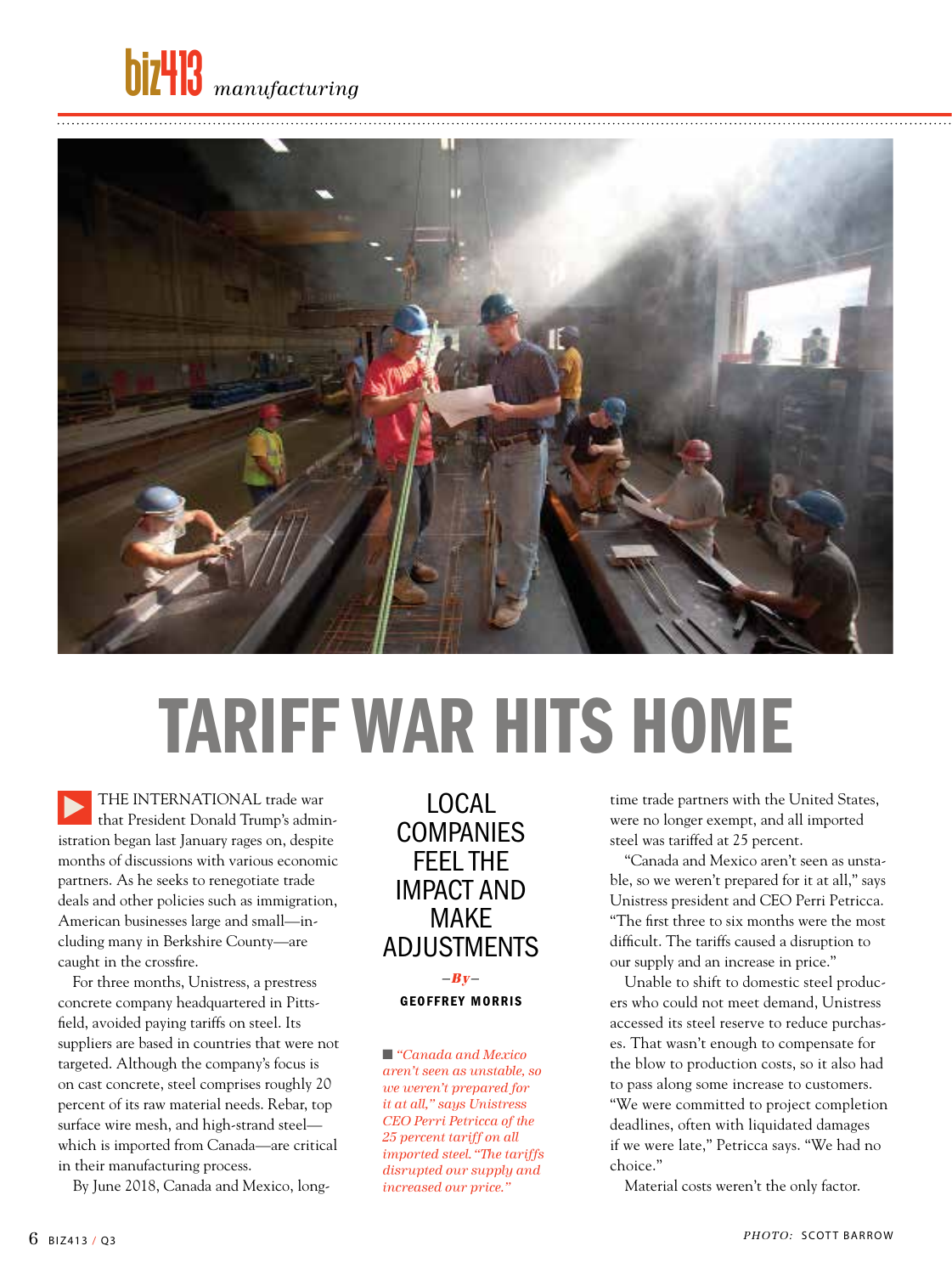# TARIFF WAR HITS HOME

## LOCAL COMPANIES FEEL THE IMPACT AND MAKE ADJUSTMENTS

*—By—*

**GEOFFREY MORRIS**

THE INTERNATIONAL trade war that President Donald Trump's administration began last January rages on, despite months of discussions with various economic partners. As he seeks to renegotiate trade deals and other policies such as immigration, American businesses large and small—including many in Berkshire County—are caught in the crossfire.

For three months, Unistress, a prestress concrete company headquartered in Pittsfield, avoided paying tariffs on steel. Its suppliers are based in countries that were not targeted. Although the company's focus is on cast concrete, steel comprises roughly 20 percent of its raw material needs. Rebar, top surface wire mesh, and high-strand steel—which is imported from Canada—are critical in their manufacturing process.

By June 2018, Canada and Mexico, long-time trade partners with the United States, were no longer exempt, and all imported steel was tariffed at 25 percent.

*"Canada and Mexico aren't seen as unstable, so we weren't prepared for it at all," says Unistress CEO Perri Petricca of the 25 percent tariff on all imported steel. "The tariffs disrupted our supply and increased our price."*

"Canada and Mexico aren't seen as unstable, so we weren't prepared for it at all," says Unistress president and CEO Perri Petricca. "The first three to six months were the most difficult. The tariffs caused a disruption to our supply and an increase in price."

Unable to shift to domestic steel producers who could not meet demand, Unistress accessed its steel reserve to reduce purchases. That wasn't enough to compensate for the blow to production costs, so it also had to pass along some increase to customers. "We were committed to project completion deadlines, often with liquidated damages if we were late," Petricca says. "We had no choice."

Material costs weren't the only factor.

*PHOTO:* SCOTT BARROW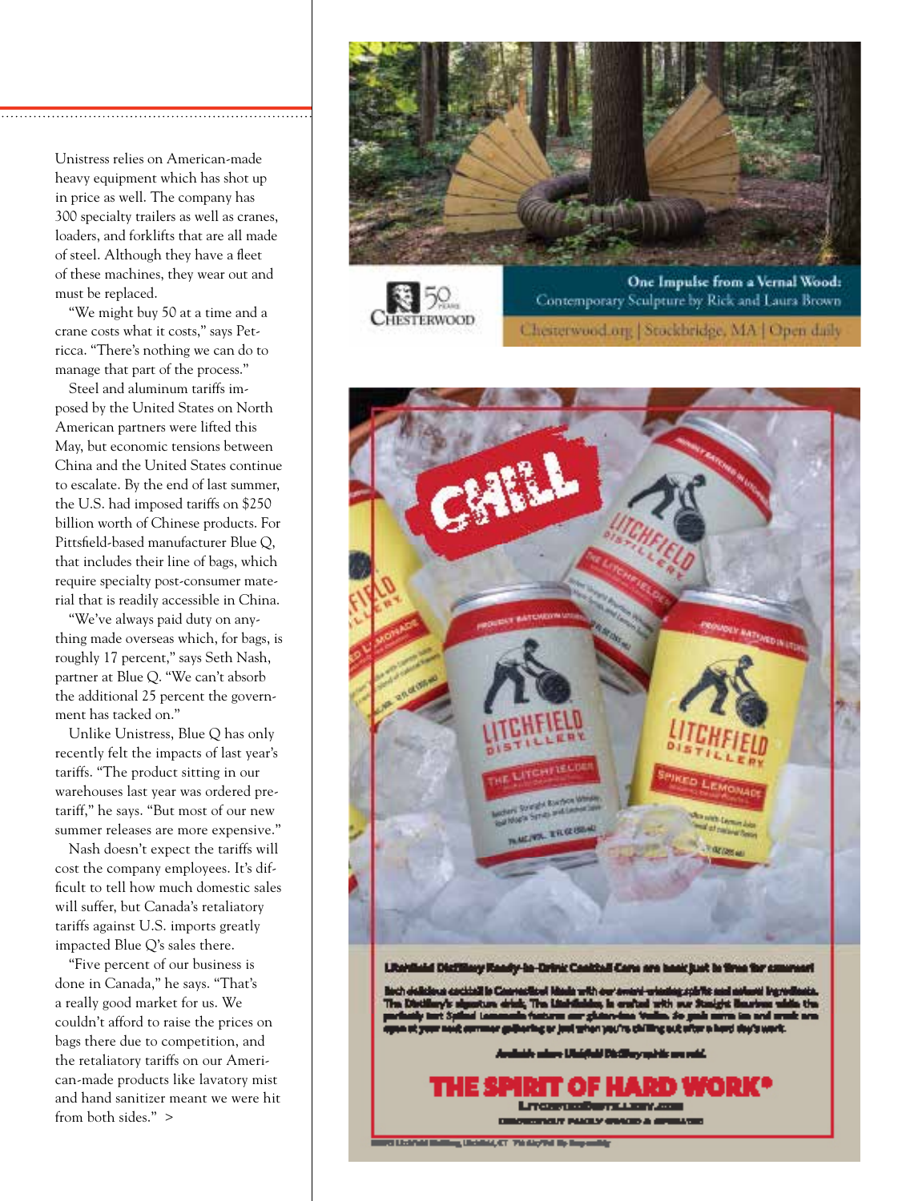Unistress relies on American-made heavy equipment which has shot up in price as well. The company has 300 specialty trailers as well as cranes, loaders, and forklifts that are all made of steel. Although they have a fleet of these machines, they wear out and must be replaced.

"We might buy 50 at a time and a crane costs what it costs," says Petricca. "There's nothing we can do to manage that part of the process."

Steel and aluminum tariffs imposed by the United States on North American partners were lifted this May, but economic tensions between China and the United States continue to escalate. By the end of last summer, the U.S. had imposed tariffs on $250 billion worth of Chinese products. For Pittsfield-based manufacturer Blue Q, that includes their line of bags, which require specialty post-consumer material that is readily accessible in China.

"We've always paid duty on anything made overseas which, for bags, is roughly 17 percent," says Seth Nash, partner at Blue Q. "We can't absorb the additional 25 percent the government has tacked on."

Unlike Unistress, Blue Q has only recently felt the impacts of last year's tariffs. "The product sitting in our warehouses last year was ordered pre-tariff," he says. "But most of our new summer releases are more expensive."

Nash doesn't expect the tariffs will cost the company employees. It's difficult to tell how much domestic sales will suffer, but Canada's retaliatory tariffs against U.S. imports greatly impacted Blue Q's sales there.

"Five percent of our business is done in Canada," he says. "That's a really good market for us. We couldn't afford to raise the prices on bags there due to competition, and the retaliatory tariffs on our American-made products like lavatory mist and hand sanitizer meant we were hit from both sides." >

One Impulse from a Vernal Wood: Contemporary Sculpture by Rick and Laura Brown

Chesterwood 50 Years

Chesterwood.org | Stockbridge, MA | Open daily

CHILL

THE SPIRIT OF HARD WORK®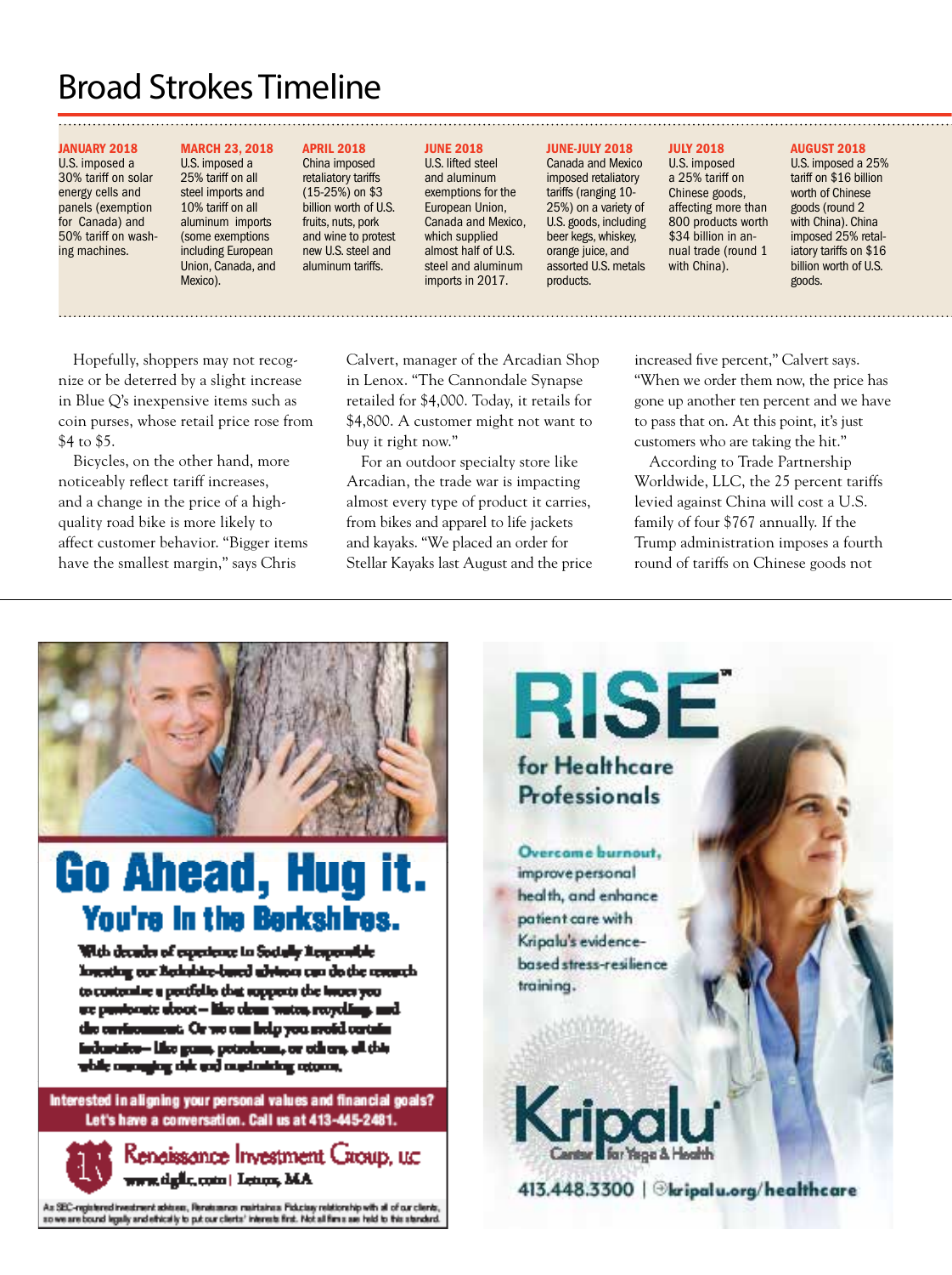## Broad Strokes Timeline

**JANUARY 2018**
U.S. imposed a 30% tariff on solar energy cells and panels (exemption for Canada) and 50% tariff on washing machines.

**MARCH 23, 2018**
U.S. imposed a 25% tariff on all steel imports and 10% tariff on all aluminum imports (some exemptions including European Union, Canada, and Mexico).

**APRIL 2018**
China imposed retaliatory tariffs (15-25%) on $3 billion worth of U.S. fruits, nuts, pork and wine to protest new U.S. steel and aluminum tariffs.

**JUNE 2018**
U.S. lifted steel and aluminum exemptions for the European Union, Canada and Mexico, which supplied almost half of U.S. steel and aluminum imports in 2017.

**JUNE-JULY 2018**
Canada and Mexico imposed retaliatory tariffs (ranging 10-25%) on a variety of U.S. goods, including beer kegs, whiskey, orange juice, and assorted U.S. metals products.

**JULY 2018**
U.S. imposed a 25% tariff on Chinese goods, affecting more than 800 products worth $34 billion in annual trade (round 1 with China).

**AUGUST 2018**
U.S. imposed a 25% tariff on $16 billion worth of Chinese goods (round 2 with China). China imposed 25% retaliatory tariffs on $16 billion worth of U.S. goods.

Hopefully, shoppers may not recognize or be deterred by a slight increase in Blue Q's inexpensive items such as coin purses, whose retail price rose from $4 to $5.

Bicycles, on the other hand, more noticeably reflect tariff increases, and a change in the price of a high-quality road bike is more likely to affect customer behavior. "Bigger items have the smallest margin," says Chris Calvert, manager of the Arcadian Shop in Lenox. "The Cannondale Synapse retailed for $4,000. Today, it retails for $4,800. A customer might not want to buy it right now."

For an outdoor specialty store like Arcadian, the trade war is impacting almost every type of product it carries, from bikes and apparel to life jackets and kayaks. "We placed an order for Stellar Kayaks last August and the price increased five percent," Calvert says. "When we order them now, the price has gone up another ten percent and we have to pass that on. At this point, it's just customers who are taking the hit."

According to Trade Partnership Worldwide, LLC, the 25 percent tariffs levied against China will cost a U.S. family of four $767 annually. If the Trump administration imposes a fourth round of tariffs on Chinese goods not

---

**Go Ahead, Hug it.**
**You're In the Berkshires.**

With decades of experience in Socially Responsible Investing our Berkshire-based advisors can do the research to customize a portfolio that supports the issues you are passionate about – like clean water, recycling, and the environment. Or we can help you avoid certain industries – like guns, petroleum, or others, all this while managing risk and maximizing returns.

**Interested in aligning your personal values and financial goals? Let's have a conversation. Call us at 413-445-2481.**

Renaissance Investment Group, LLC
www.rigllc.com | Lenox, MA

As SEC-registered investment advisors, Renaissance maintains Fiduciary relationship with all of our clients, so we are bound legally and ethically to put our clients' interests first. Not all firms are held to this standard.

---

**RISE™**
**for Healthcare Professionals**

Overcome burnout, improve personal health, and enhance patient care with Kripalu's evidence-based stress-resilience training.

Kripalu® Center for Yoga & Health

413.448.3300 | kripalu.org/healthcare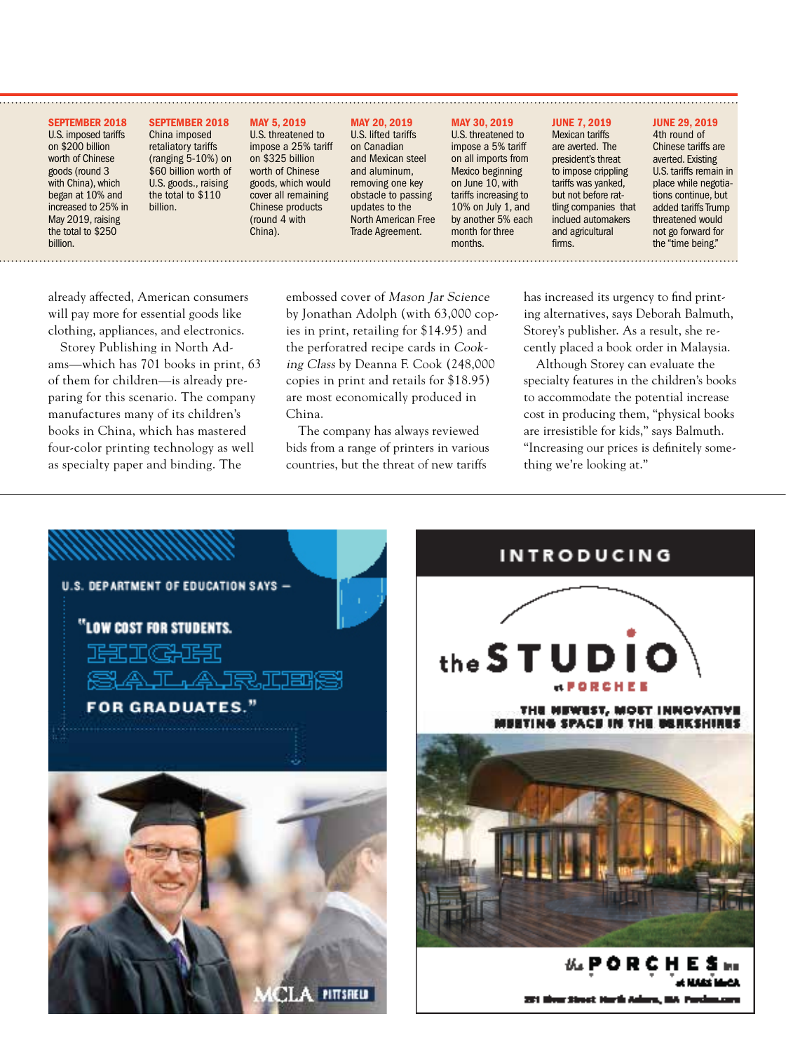**SEPTEMBER 2018**
U.S. imposed tariffs on $200 billion worth of Chinese goods (round 3 with China), which began at 10% and increased to 25% in May 2019, raising the total to $250 billion.

**SEPTEMBER 2018**
China imposed retaliatory tariffs (ranging 5-10%) on $60 billion worth of U.S. goods., raising the total to $110 billion.

**MAY 5, 2019**
U.S. threatened to impose a 25% tariff on $325 billion worth of Chinese goods, which would cover all remaining Chinese products (round 4 with China).

**MAY 20, 2019**
U.S. lifted tariffs on Canadian and Mexican steel and aluminum, removing one key obstacle to passing updates to the North American Free Trade Agreement.

**MAY 30, 2019**
U.S. threatened to impose a 5% tariff on all imports from Mexico beginning on June 10, with tariffs increasing to 10% on July 1, and by another 5% each month for three months.

**JUNE 7, 2019**
Mexican tariffs are averted. The president's threat to impose crippling tariffs was yanked, but not before rattling companies that inclued automakers and agricultural firms.

**JUNE 29, 2019**
4th round of Chinese tariffs are averted. Existing U.S. tariffs remain in place while negotiations continue, but added tariffs Trump threatened would not go forward for the "time being."

already affected, American consumers will pay more for essential goods like clothing, appliances, and electronics.

Storey Publishing in North Adams—which has 701 books in print, 63 of them for children—is already preparing for this scenario. The company manufactures many of its children's books in China, which has mastered four-color printing technology as well as specialty paper and binding. The embossed cover of *Mason Jar Science* by Jonathan Adolph (with 63,000 copies in print, retailing for $14.95) and the perforatred recipe cards in *Cooking Class* by Deanna F. Cook (248,000 copies in print and retails for $18.95) are most economically produced in China.

The company has always reviewed bids from a range of printers in various countries, but the threat of new tariffs has increased its urgency to find printing alternatives, says Deborah Balmuth, Storey's publisher. As a result, she recently placed a book order in Malaysia.

Although Storey can evaluate the specialty features in the children's books to accommodate the potential increase cost in producing them, "physical books are irresistible for kids," says Balmuth. "Increasing our prices is definitely something we're looking at."

U.S. DEPARTMENT OF EDUCATION SAYS —

"LOW COST FOR STUDENTS. HIGH SALARIES FOR GRADUATES."

MCLA PITTSFIELD

INTRODUCING

the STUDIO at PORCHES

THE NEWEST, MOST INNOVATIVE MEETING SPACE IN THE BERKSHIRES

the PORCHES Inn at MASS MoCA

231 River Street North Adams, MA Porches.com